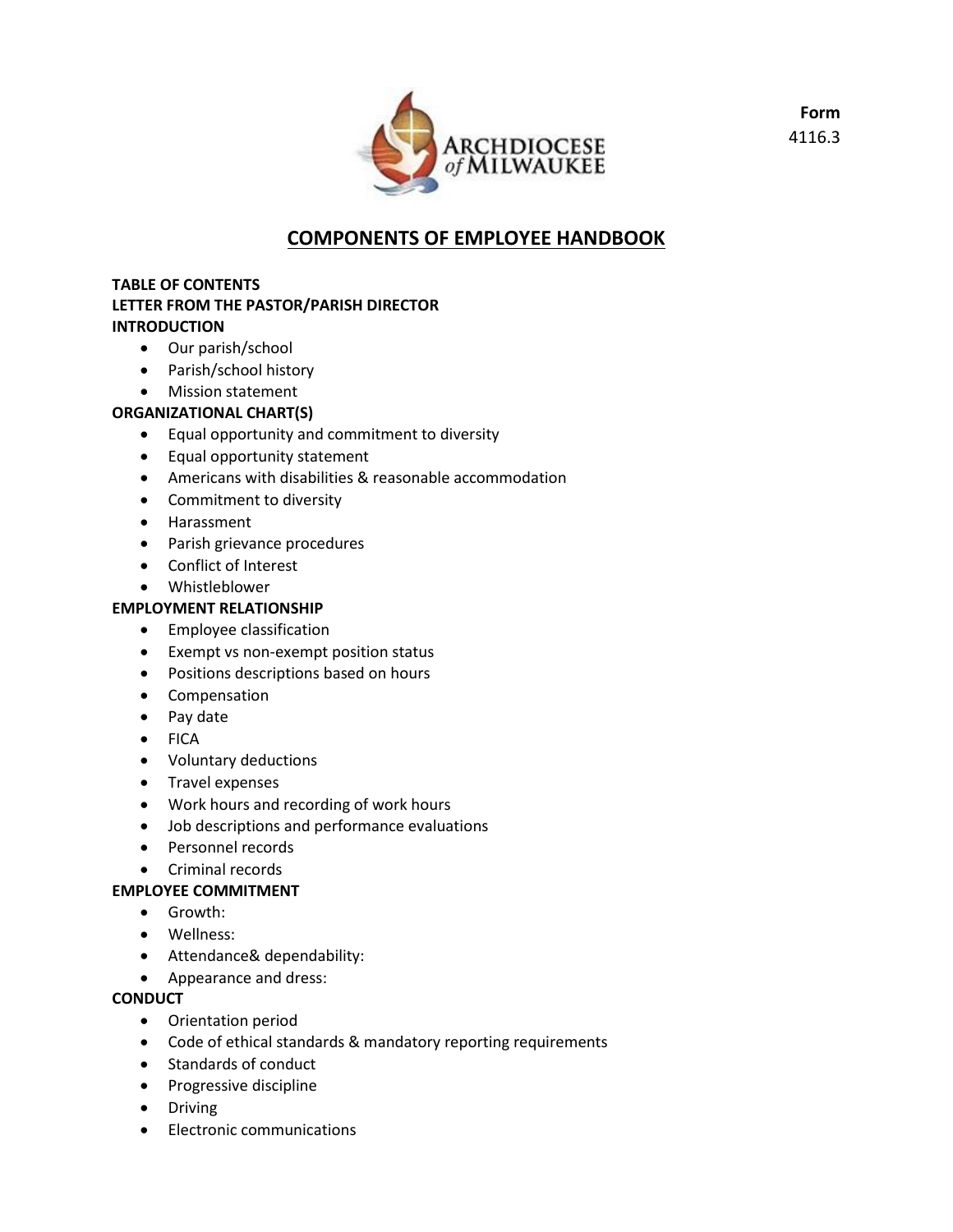**Form**
4116.3

# COMPONENTS OF EMPLOYEE HANDBOOK

**TABLE OF CONTENTS**

**LETTER FROM THE PASTOR/PARISH DIRECTOR**

**INTRODUCTION**

- Our parish/school
- Parish/school history
- Mission statement

**ORGANIZATIONAL CHART(S)**

- Equal opportunity and commitment to diversity
- Equal opportunity statement
- Americans with disabilities & reasonable accommodation
- Commitment to diversity
- Harassment
- Parish grievance procedures
- Conflict of Interest
- Whistleblower

**EMPLOYMENT RELATIONSHIP**

- Employee classification
- Exempt vs non-exempt position status
- Positions descriptions based on hours
- Compensation
- Pay date
- FICA
- Voluntary deductions
- Travel expenses
- Work hours and recording of work hours
- Job descriptions and performance evaluations
- Personnel records
- Criminal records

**EMPLOYEE COMMITMENT**

- Growth:
- Wellness:
- Attendance& dependability:
- Appearance and dress:

**CONDUCT**

- Orientation period
- Code of ethical standards & mandatory reporting requirements
- Standards of conduct
- Progressive discipline
- Driving
- Electronic communications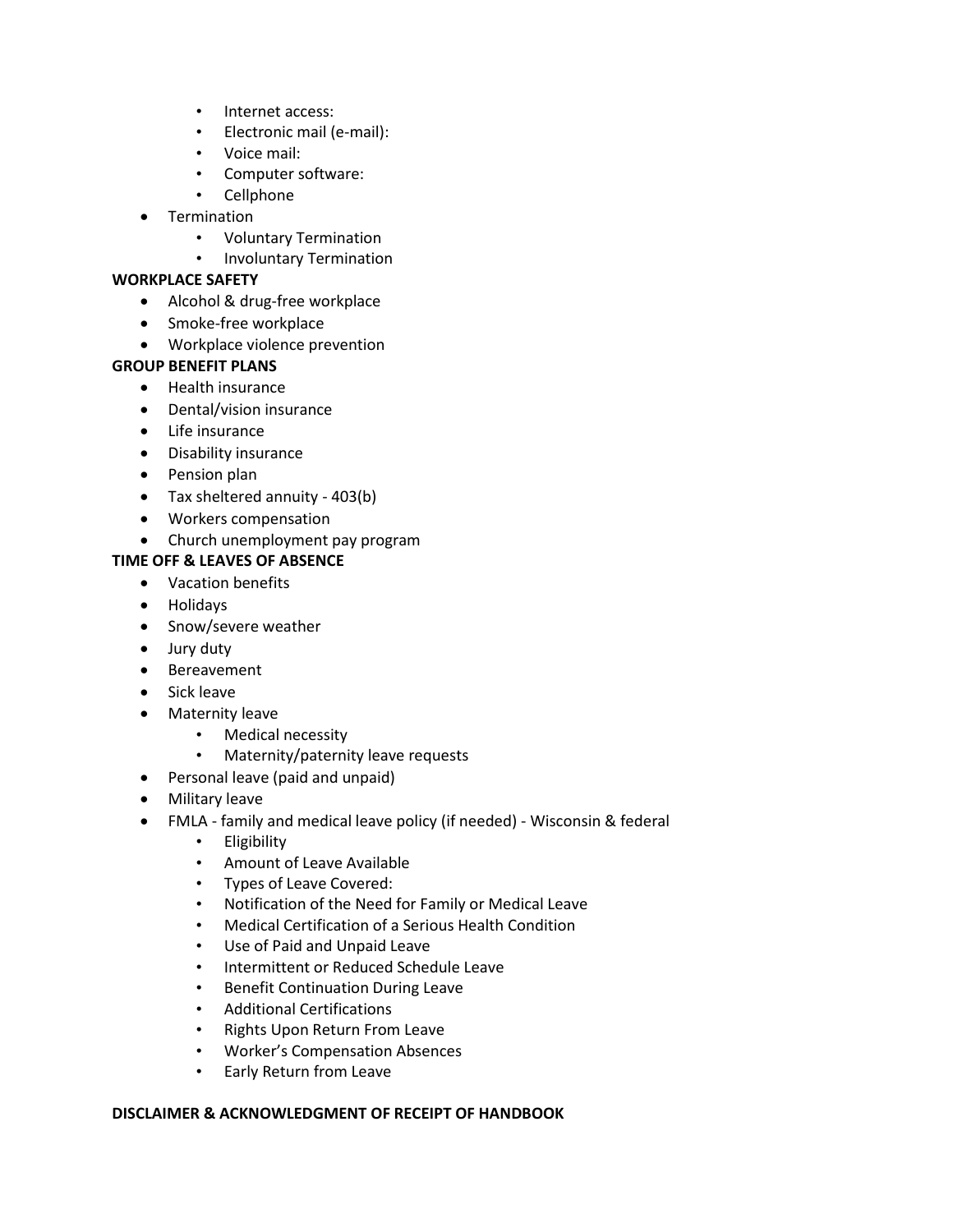- Internet access:
    - Electronic mail (e-mail):
    - Voice mail:
    - Computer software:
    - Cellphone
- Termination
    - Voluntary Termination
    - Involuntary Termination

**WORKPLACE SAFETY**

- Alcohol & drug-free workplace
- Smoke-free workplace
- Workplace violence prevention

**GROUP BENEFIT PLANS**

- Health insurance
- Dental/vision insurance
- Life insurance
- Disability insurance
- Pension plan
- Tax sheltered annuity - 403(b)
- Workers compensation
- Church unemployment pay program

**TIME OFF & LEAVES OF ABSENCE**

- Vacation benefits
- Holidays
- Snow/severe weather
- Jury duty
- Bereavement
- Sick leave
- Maternity leave
    - Medical necessity
    - Maternity/paternity leave requests
- Personal leave (paid and unpaid)
- Military leave
- FMLA - family and medical leave policy (if needed) - Wisconsin & federal
    - Eligibility
    - Amount of Leave Available
    - Types of Leave Covered:
    - Notification of the Need for Family or Medical Leave
    - Medical Certification of a Serious Health Condition
    - Use of Paid and Unpaid Leave
    - Intermittent or Reduced Schedule Leave
    - Benefit Continuation During Leave
    - Additional Certifications
    - Rights Upon Return From Leave
    - Worker's Compensation Absences
    - Early Return from Leave

**DISCLAIMER & ACKNOWLEDGMENT OF RECEIPT OF HANDBOOK**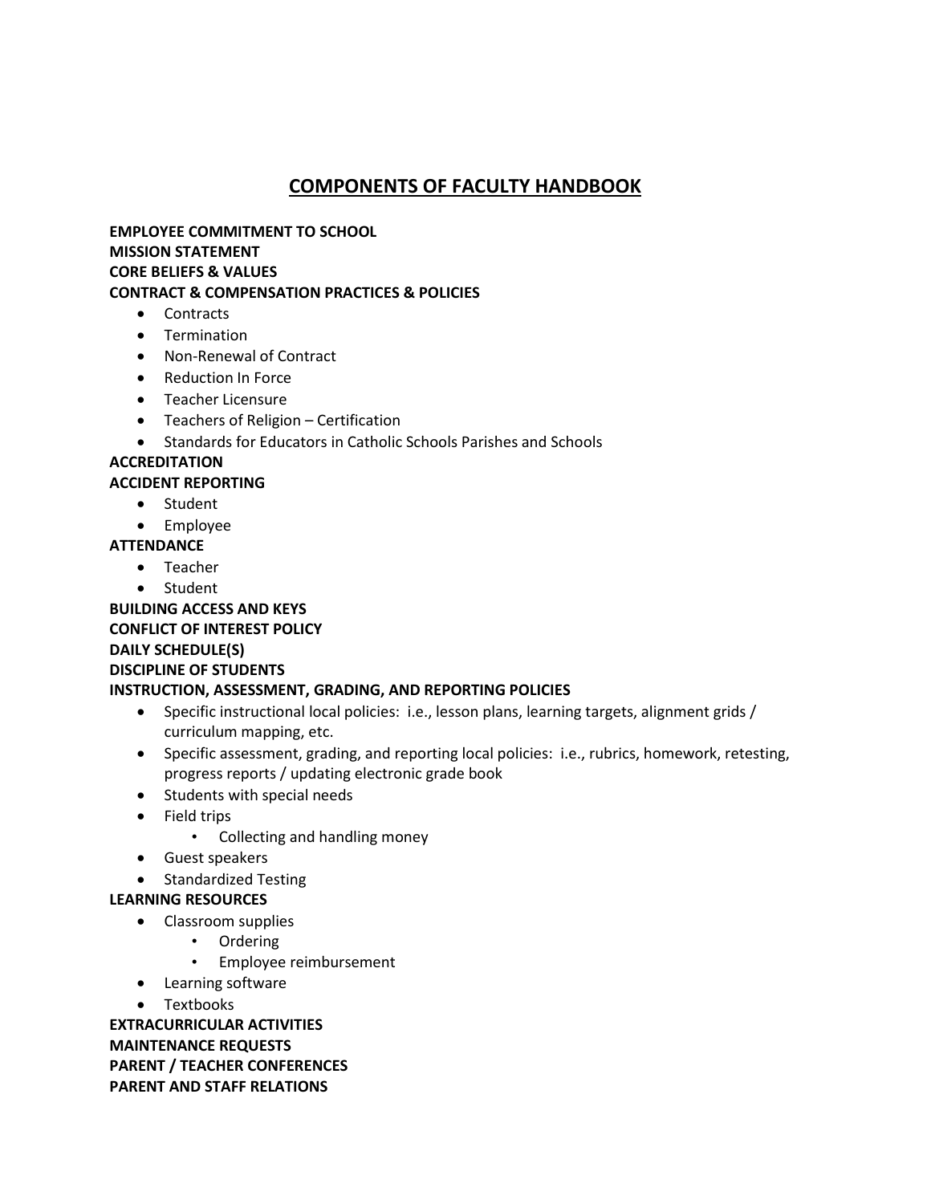# COMPONENTS OF FACULTY HANDBOOK

**EMPLOYEE COMMITMENT TO SCHOOL**
**MISSION STATEMENT**
**CORE BELIEFS & VALUES**
**CONTRACT & COMPENSATION PRACTICES & POLICIES**

- Contracts
- Termination
- Non-Renewal of Contract
- Reduction In Force
- Teacher Licensure
- Teachers of Religion – Certification
- Standards for Educators in Catholic Schools Parishes and Schools

**ACCREDITATION**
**ACCIDENT REPORTING**

- Student
- Employee

**ATTENDANCE**

- Teacher
- Student

**BUILDING ACCESS AND KEYS**
**CONFLICT OF INTEREST POLICY**
**DAILY SCHEDULE(S)**
**DISCIPLINE OF STUDENTS**
**INSTRUCTION, ASSESSMENT, GRADING, AND REPORTING POLICIES**

- Specific instructional local policies: i.e., lesson plans, learning targets, alignment grids / curriculum mapping, etc.
- Specific assessment, grading, and reporting local policies: i.e., rubrics, homework, retesting, progress reports / updating electronic grade book
- Students with special needs
- Field trips
  - Collecting and handling money
- Guest speakers
- Standardized Testing

**LEARNING RESOURCES**

- Classroom supplies
  - Ordering
  - Employee reimbursement
- Learning software
- Textbooks

**EXTRACURRICULAR ACTIVITIES**
**MAINTENANCE REQUESTS**
**PARENT / TEACHER CONFERENCES**
**PARENT AND STAFF RELATIONS**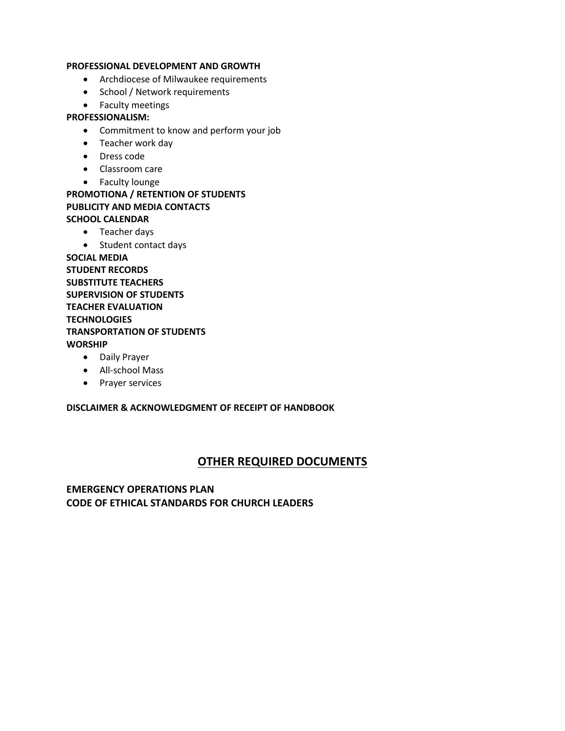**PROFESSIONAL DEVELOPMENT AND GROWTH**

- Archdiocese of Milwaukee requirements
- School / Network requirements
- Faculty meetings

**PROFESSIONALISM:**

- Commitment to know and perform your job
- Teacher work day
- Dress code
- Classroom care
- Faculty lounge

**PROMOTIONA / RETENTION OF STUDENTS**

**PUBLICITY AND MEDIA CONTACTS**

**SCHOOL CALENDAR**

- Teacher days
- Student contact days

**SOCIAL MEDIA**

**STUDENT RECORDS**

**SUBSTITUTE TEACHERS**

**SUPERVISION OF STUDENTS**

**TEACHER EVALUATION**

**TECHNOLOGIES**

**TRANSPORTATION OF STUDENTS**

**WORSHIP**

- Daily Prayer
- All-school Mass
- Prayer services

**DISCLAIMER & ACKNOWLEDGMENT OF RECEIPT OF HANDBOOK**

## OTHER REQUIRED DOCUMENTS

**EMERGENCY OPERATIONS PLAN**

**CODE OF ETHICAL STANDARDS FOR CHURCH LEADERS**